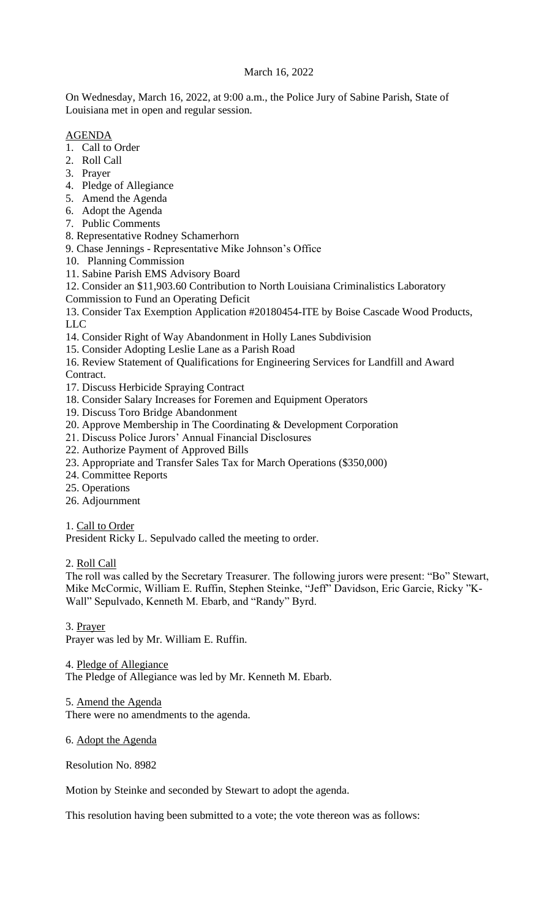March 16, 2022

On Wednesday, March 16, 2022, at 9:00 a.m., the Police Jury of Sabine Parish, State of Louisiana met in open and regular session.

AGENDA

1. Call to Order
2. Roll Call
3. Prayer
4. Pledge of Allegiance
5. Amend the Agenda
6. Adopt the Agenda
7. Public Comments
8. Representative Rodney Schamerhorn
9. Chase Jennings - Representative Mike Johnson's Office
10. Planning Commission
11. Sabine Parish EMS Advisory Board
12. Consider an $11,903.60 Contribution to North Louisiana Criminalistics Laboratory Commission to Fund an Operating Deficit
13. Consider Tax Exemption Application #20180454-ITE by Boise Cascade Wood Products, LLC
14. Consider Right of Way Abandonment in Holly Lanes Subdivision
15. Consider Adopting Leslie Lane as a Parish Road
16. Review Statement of Qualifications for Engineering Services for Landfill and Award Contract.
17. Discuss Herbicide Spraying Contract
18. Consider Salary Increases for Foremen and Equipment Operators
19. Discuss Toro Bridge Abandonment
20. Approve Membership in The Coordinating & Development Corporation
21. Discuss Police Jurors' Annual Financial Disclosures
22. Authorize Payment of Approved Bills
23. Appropriate and Transfer Sales Tax for March Operations ($350,000)
24. Committee Reports
25. Operations
26. Adjournment

1. Call to Order

President Ricky L. Sepulvado called the meeting to order.

2. Roll Call

The roll was called by the Secretary Treasurer. The following jurors were present: "Bo" Stewart, Mike McCormic, William E. Ruffin, Stephen Steinke, "Jeff" Davidson, Eric Garcie, Ricky "K-Wall" Sepulvado, Kenneth M. Ebarb, and "Randy" Byrd.

3. Prayer

Prayer was led by Mr. William E. Ruffin.

4. Pledge of Allegiance

The Pledge of Allegiance was led by Mr. Kenneth M. Ebarb.

5. Amend the Agenda

There were no amendments to the agenda.

6. Adopt the Agenda

Resolution No. 8982

Motion by Steinke and seconded by Stewart to adopt the agenda.

This resolution having been submitted to a vote; the vote thereon was as follows: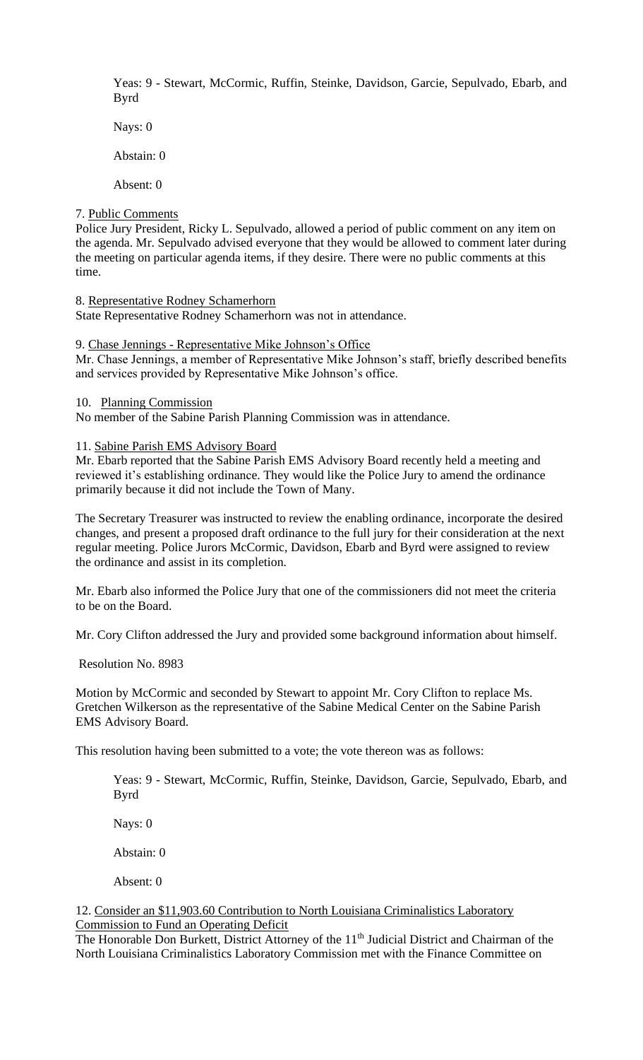Yeas: 9 - Stewart, McCormic, Ruffin, Steinke, Davidson, Garcie, Sepulvado, Ebarb, and Byrd

Nays: 0

Abstain: 0

Absent: 0

7. Public Comments

Police Jury President, Ricky L. Sepulvado, allowed a period of public comment on any item on the agenda. Mr. Sepulvado advised everyone that they would be allowed to comment later during the meeting on particular agenda items, if they desire. There were no public comments at this time.

8. Representative Rodney Schamerhorn

State Representative Rodney Schamerhorn was not in attendance.

9. Chase Jennings - Representative Mike Johnson's Office

Mr. Chase Jennings, a member of Representative Mike Johnson's staff, briefly described benefits and services provided by Representative Mike Johnson's office.

10. Planning Commission

No member of the Sabine Parish Planning Commission was in attendance.

11. Sabine Parish EMS Advisory Board

Mr. Ebarb reported that the Sabine Parish EMS Advisory Board recently held a meeting and reviewed it's establishing ordinance. They would like the Police Jury to amend the ordinance primarily because it did not include the Town of Many.

The Secretary Treasurer was instructed to review the enabling ordinance, incorporate the desired changes, and present a proposed draft ordinance to the full jury for their consideration at the next regular meeting. Police Jurors McCormic, Davidson, Ebarb and Byrd were assigned to review the ordinance and assist in its completion.

Mr. Ebarb also informed the Police Jury that one of the commissioners did not meet the criteria to be on the Board.

Mr. Cory Clifton addressed the Jury and provided some background information about himself.

Resolution No. 8983

Motion by McCormic and seconded by Stewart to appoint Mr. Cory Clifton to replace Ms. Gretchen Wilkerson as the representative of the Sabine Medical Center on the Sabine Parish EMS Advisory Board.

This resolution having been submitted to a vote; the vote thereon was as follows:

Yeas: 9 - Stewart, McCormic, Ruffin, Steinke, Davidson, Garcie, Sepulvado, Ebarb, and Byrd

Nays: 0

Abstain: 0

Absent: 0

12. Consider an $11,903.60 Contribution to North Louisiana Criminalistics Laboratory Commission to Fund an Operating Deficit

The Honorable Don Burkett, District Attorney of the 11th Judicial District and Chairman of the North Louisiana Criminalistics Laboratory Commission met with the Finance Committee on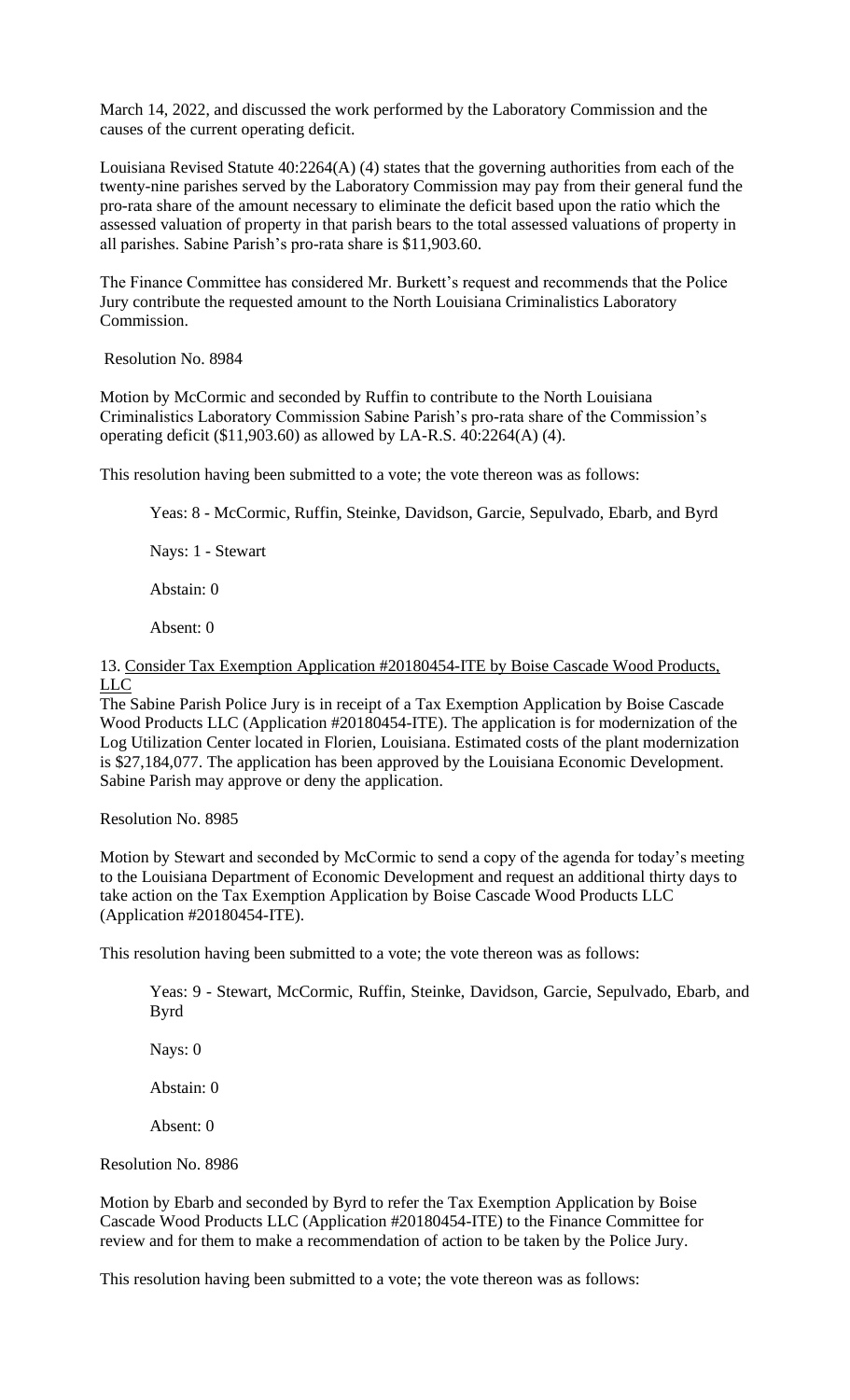March 14, 2022, and discussed the work performed by the Laboratory Commission and the causes of the current operating deficit.

Louisiana Revised Statute 40:2264(A) (4) states that the governing authorities from each of the twenty-nine parishes served by the Laboratory Commission may pay from their general fund the pro-rata share of the amount necessary to eliminate the deficit based upon the ratio which the assessed valuation of property in that parish bears to the total assessed valuations of property in all parishes. Sabine Parish's pro-rata share is $11,903.60.

The Finance Committee has considered Mr. Burkett's request and recommends that the Police Jury contribute the requested amount to the North Louisiana Criminalistics Laboratory Commission.

Resolution No. 8984

Motion by McCormic and seconded by Ruffin to contribute to the North Louisiana Criminalistics Laboratory Commission Sabine Parish's pro-rata share of the Commission's operating deficit ($11,903.60) as allowed by LA-R.S. 40:2264(A) (4).

This resolution having been submitted to a vote; the vote thereon was as follows:

Yeas: 8 - McCormic, Ruffin, Steinke, Davidson, Garcie, Sepulvado, Ebarb, and Byrd

Nays: 1 - Stewart

Abstain: 0

Absent: 0

13. Consider Tax Exemption Application #20180454-ITE by Boise Cascade Wood Products, LLC

The Sabine Parish Police Jury is in receipt of a Tax Exemption Application by Boise Cascade Wood Products LLC (Application #20180454-ITE). The application is for modernization of the Log Utilization Center located in Florien, Louisiana. Estimated costs of the plant modernization is $27,184,077. The application has been approved by the Louisiana Economic Development. Sabine Parish may approve or deny the application.

Resolution No. 8985

Motion by Stewart and seconded by McCormic to send a copy of the agenda for today's meeting to the Louisiana Department of Economic Development and request an additional thirty days to take action on the Tax Exemption Application by Boise Cascade Wood Products LLC (Application #20180454-ITE).

This resolution having been submitted to a vote; the vote thereon was as follows:

Yeas: 9 - Stewart, McCormic, Ruffin, Steinke, Davidson, Garcie, Sepulvado, Ebarb, and Byrd

Nays: 0

Abstain: 0

Absent: 0

Resolution No. 8986

Motion by Ebarb and seconded by Byrd to refer the Tax Exemption Application by Boise Cascade Wood Products LLC (Application #20180454-ITE) to the Finance Committee for review and for them to make a recommendation of action to be taken by the Police Jury.

This resolution having been submitted to a vote; the vote thereon was as follows: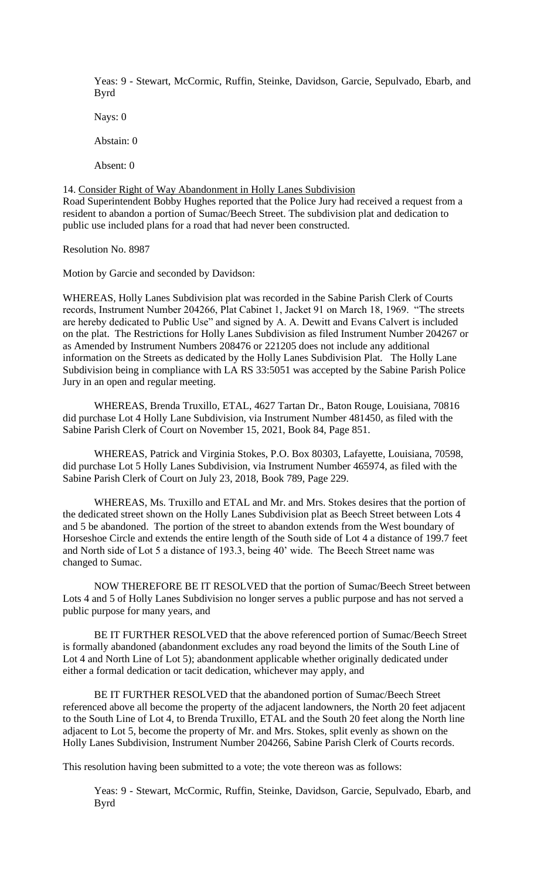Yeas: 9 - Stewart, McCormic, Ruffin, Steinke, Davidson, Garcie, Sepulvado, Ebarb, and Byrd

Nays: 0

Abstain: 0

Absent: 0

14. Consider Right of Way Abandonment in Holly Lanes Subdivision

Road Superintendent Bobby Hughes reported that the Police Jury had received a request from a resident to abandon a portion of Sumac/Beech Street. The subdivision plat and dedication to public use included plans for a road that had never been constructed.

Resolution No. 8987

Motion by Garcie and seconded by Davidson:

WHEREAS, Holly Lanes Subdivision plat was recorded in the Sabine Parish Clerk of Courts records, Instrument Number 204266, Plat Cabinet 1, Jacket 91 on March 18, 1969. "The streets are hereby dedicated to Public Use" and signed by A. A. Dewitt and Evans Calvert is included on the plat. The Restrictions for Holly Lanes Subdivision as filed Instrument Number 204267 or as Amended by Instrument Numbers 208476 or 221205 does not include any additional information on the Streets as dedicated by the Holly Lanes Subdivision Plat. The Holly Lane Subdivision being in compliance with LA RS 33:5051 was accepted by the Sabine Parish Police Jury in an open and regular meeting.

WHEREAS, Brenda Truxillo, ETAL, 4627 Tartan Dr., Baton Rouge, Louisiana, 70816 did purchase Lot 4 Holly Lane Subdivision, via Instrument Number 481450, as filed with the Sabine Parish Clerk of Court on November 15, 2021, Book 84, Page 851.

WHEREAS, Patrick and Virginia Stokes, P.O. Box 80303, Lafayette, Louisiana, 70598, did purchase Lot 5 Holly Lanes Subdivision, via Instrument Number 465974, as filed with the Sabine Parish Clerk of Court on July 23, 2018, Book 789, Page 229.

WHEREAS, Ms. Truxillo and ETAL and Mr. and Mrs. Stokes desires that the portion of the dedicated street shown on the Holly Lanes Subdivision plat as Beech Street between Lots 4 and 5 be abandoned. The portion of the street to abandon extends from the West boundary of Horseshoe Circle and extends the entire length of the South side of Lot 4 a distance of 199.7 feet and North side of Lot 5 a distance of 193.3, being 40' wide. The Beech Street name was changed to Sumac.

NOW THEREFORE BE IT RESOLVED that the portion of Sumac/Beech Street between Lots 4 and 5 of Holly Lanes Subdivision no longer serves a public purpose and has not served a public purpose for many years, and

BE IT FURTHER RESOLVED that the above referenced portion of Sumac/Beech Street is formally abandoned (abandonment excludes any road beyond the limits of the South Line of Lot 4 and North Line of Lot 5); abandonment applicable whether originally dedicated under either a formal dedication or tacit dedication, whichever may apply, and

BE IT FURTHER RESOLVED that the abandoned portion of Sumac/Beech Street referenced above all become the property of the adjacent landowners, the North 20 feet adjacent to the South Line of Lot 4, to Brenda Truxillo, ETAL and the South 20 feet along the North line adjacent to Lot 5, become the property of Mr. and Mrs. Stokes, split evenly as shown on the Holly Lanes Subdivision, Instrument Number 204266, Sabine Parish Clerk of Courts records.

This resolution having been submitted to a vote; the vote thereon was as follows:

Yeas: 9 - Stewart, McCormic, Ruffin, Steinke, Davidson, Garcie, Sepulvado, Ebarb, and Byrd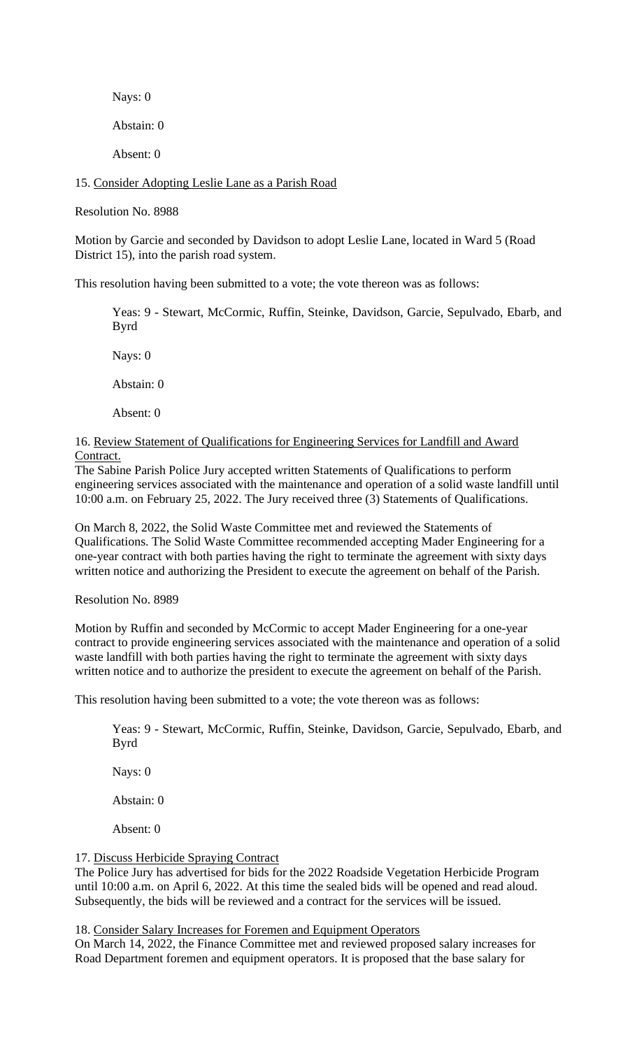Nays: 0

Abstain: 0

Absent: 0

15. <u>Consider Adopting Leslie Lane as a Parish Road</u>

Resolution No. 8988

Motion by Garcie and seconded by Davidson to adopt Leslie Lane, located in Ward 5 (Road District 15), into the parish road system.

This resolution having been submitted to a vote; the vote thereon was as follows:

Yeas: 9 - Stewart, McCormic, Ruffin, Steinke, Davidson, Garcie, Sepulvado, Ebarb, and Byrd

Nays: 0

Abstain: 0

Absent: 0

16. <u>Review Statement of Qualifications for Engineering Services for Landfill and Award Contract.</u>

The Sabine Parish Police Jury accepted written Statements of Qualifications to perform engineering services associated with the maintenance and operation of a solid waste landfill until 10:00 a.m. on February 25, 2022. The Jury received three (3) Statements of Qualifications.

On March 8, 2022, the Solid Waste Committee met and reviewed the Statements of Qualifications. The Solid Waste Committee recommended accepting Mader Engineering for a one-year contract with both parties having the right to terminate the agreement with sixty days written notice and authorizing the President to execute the agreement on behalf of the Parish.

Resolution No. 8989

Motion by Ruffin and seconded by McCormic to accept Mader Engineering for a one-year contract to provide engineering services associated with the maintenance and operation of a solid waste landfill with both parties having the right to terminate the agreement with sixty days written notice and to authorize the president to execute the agreement on behalf of the Parish.

This resolution having been submitted to a vote; the vote thereon was as follows:

Yeas: 9 - Stewart, McCormic, Ruffin, Steinke, Davidson, Garcie, Sepulvado, Ebarb, and Byrd

Nays: 0

Abstain: 0

Absent: 0

17. <u>Discuss Herbicide Spraying Contract</u>

The Police Jury has advertised for bids for the 2022 Roadside Vegetation Herbicide Program until 10:00 a.m. on April 6, 2022. At this time the sealed bids will be opened and read aloud. Subsequently, the bids will be reviewed and a contract for the services will be issued.

18. <u>Consider Salary Increases for Foremen and Equipment Operators</u>

On March 14, 2022, the Finance Committee met and reviewed proposed salary increases for Road Department foremen and equipment operators. It is proposed that the base salary for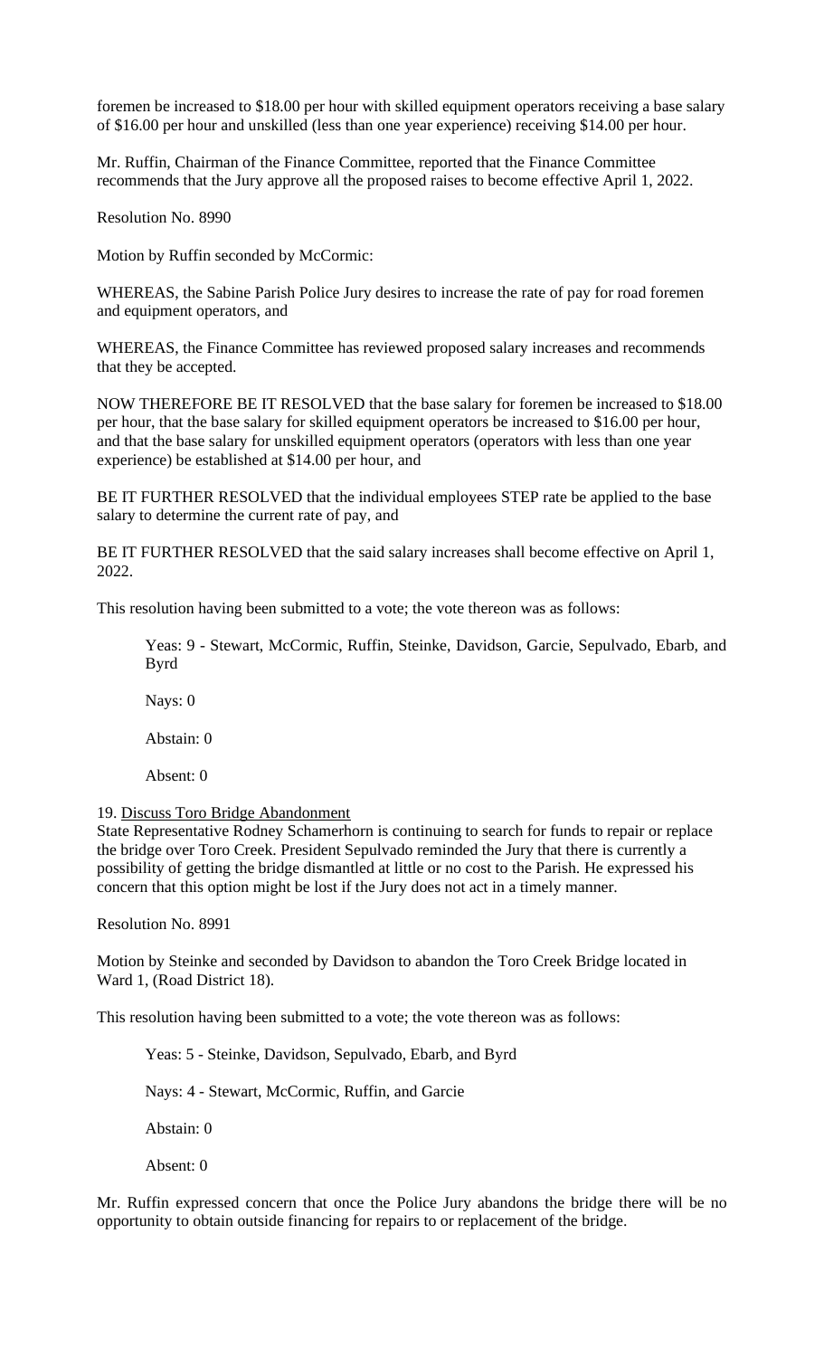foremen be increased to $18.00 per hour with skilled equipment operators receiving a base salary of $16.00 per hour and unskilled (less than one year experience) receiving $14.00 per hour.

Mr. Ruffin, Chairman of the Finance Committee, reported that the Finance Committee recommends that the Jury approve all the proposed raises to become effective April 1, 2022.

Resolution No. 8990

Motion by Ruffin seconded by McCormic:

WHEREAS, the Sabine Parish Police Jury desires to increase the rate of pay for road foremen and equipment operators, and

WHEREAS, the Finance Committee has reviewed proposed salary increases and recommends that they be accepted.

NOW THEREFORE BE IT RESOLVED that the base salary for foremen be increased to $18.00 per hour, that the base salary for skilled equipment operators be increased to $16.00 per hour, and that the base salary for unskilled equipment operators (operators with less than one year experience) be established at $14.00 per hour, and

BE IT FURTHER RESOLVED that the individual employees STEP rate be applied to the base salary to determine the current rate of pay, and

BE IT FURTHER RESOLVED that the said salary increases shall become effective on April 1, 2022.

This resolution having been submitted to a vote; the vote thereon was as follows:

Yeas: 9 - Stewart, McCormic, Ruffin, Steinke, Davidson, Garcie, Sepulvado, Ebarb, and Byrd

Nays: 0

Abstain: 0

Absent: 0

19. Discuss Toro Bridge Abandonment

State Representative Rodney Schamerhorn is continuing to search for funds to repair or replace the bridge over Toro Creek. President Sepulvado reminded the Jury that there is currently a possibility of getting the bridge dismantled at little or no cost to the Parish. He expressed his concern that this option might be lost if the Jury does not act in a timely manner.

Resolution No. 8991

Motion by Steinke and seconded by Davidson to abandon the Toro Creek Bridge located in Ward 1, (Road District 18).

This resolution having been submitted to a vote; the vote thereon was as follows:

Yeas: 5 - Steinke, Davidson, Sepulvado, Ebarb, and Byrd

Nays: 4 - Stewart, McCormic, Ruffin, and Garcie

Abstain: 0

Absent: 0

Mr. Ruffin expressed concern that once the Police Jury abandons the bridge there will be no opportunity to obtain outside financing for repairs to or replacement of the bridge.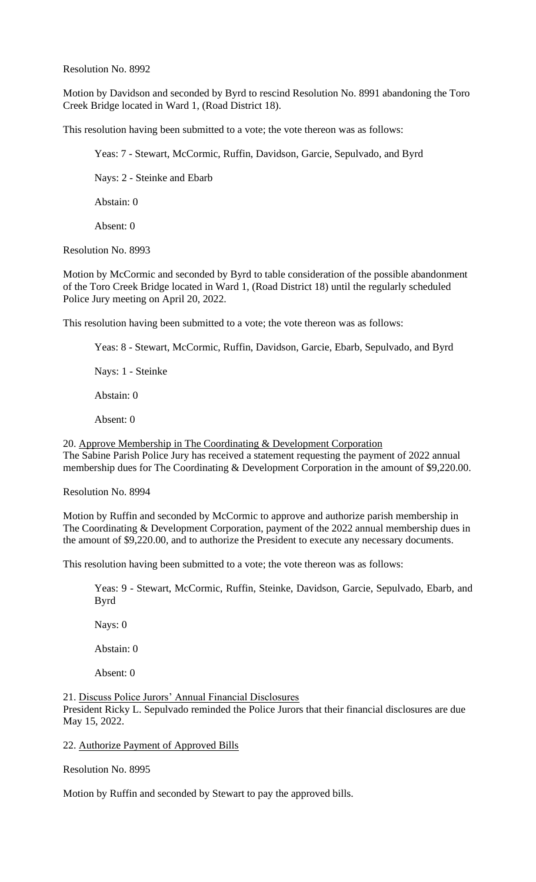Resolution No. 8992

Motion by Davidson and seconded by Byrd to rescind Resolution No. 8991 abandoning the Toro Creek Bridge located in Ward 1, (Road District 18).

This resolution having been submitted to a vote; the vote thereon was as follows:

Yeas: 7 - Stewart, McCormic, Ruffin, Davidson, Garcie, Sepulvado, and Byrd

Nays: 2 - Steinke and Ebarb

Abstain: 0

Absent: 0

Resolution No. 8993

Motion by McCormic and seconded by Byrd to table consideration of the possible abandonment of the Toro Creek Bridge located in Ward 1, (Road District 18) until the regularly scheduled Police Jury meeting on April 20, 2022.

This resolution having been submitted to a vote; the vote thereon was as follows:

Yeas: 8 - Stewart, McCormic, Ruffin, Davidson, Garcie, Ebarb, Sepulvado, and Byrd

Nays: 1 - Steinke

Abstain: 0

Absent: 0

20. Approve Membership in The Coordinating & Development Corporation

The Sabine Parish Police Jury has received a statement requesting the payment of 2022 annual membership dues for The Coordinating & Development Corporation in the amount of $9,220.00.

Resolution No. 8994

Motion by Ruffin and seconded by McCormic to approve and authorize parish membership in The Coordinating & Development Corporation, payment of the 2022 annual membership dues in the amount of $9,220.00, and to authorize the President to execute any necessary documents.

This resolution having been submitted to a vote; the vote thereon was as follows:

Yeas: 9 - Stewart, McCormic, Ruffin, Steinke, Davidson, Garcie, Sepulvado, Ebarb, and Byrd

Nays: 0

Abstain: 0

Absent: 0

21. Discuss Police Jurors' Annual Financial Disclosures

President Ricky L. Sepulvado reminded the Police Jurors that their financial disclosures are due May 15, 2022.

22. Authorize Payment of Approved Bills

Resolution No. 8995

Motion by Ruffin and seconded by Stewart to pay the approved bills.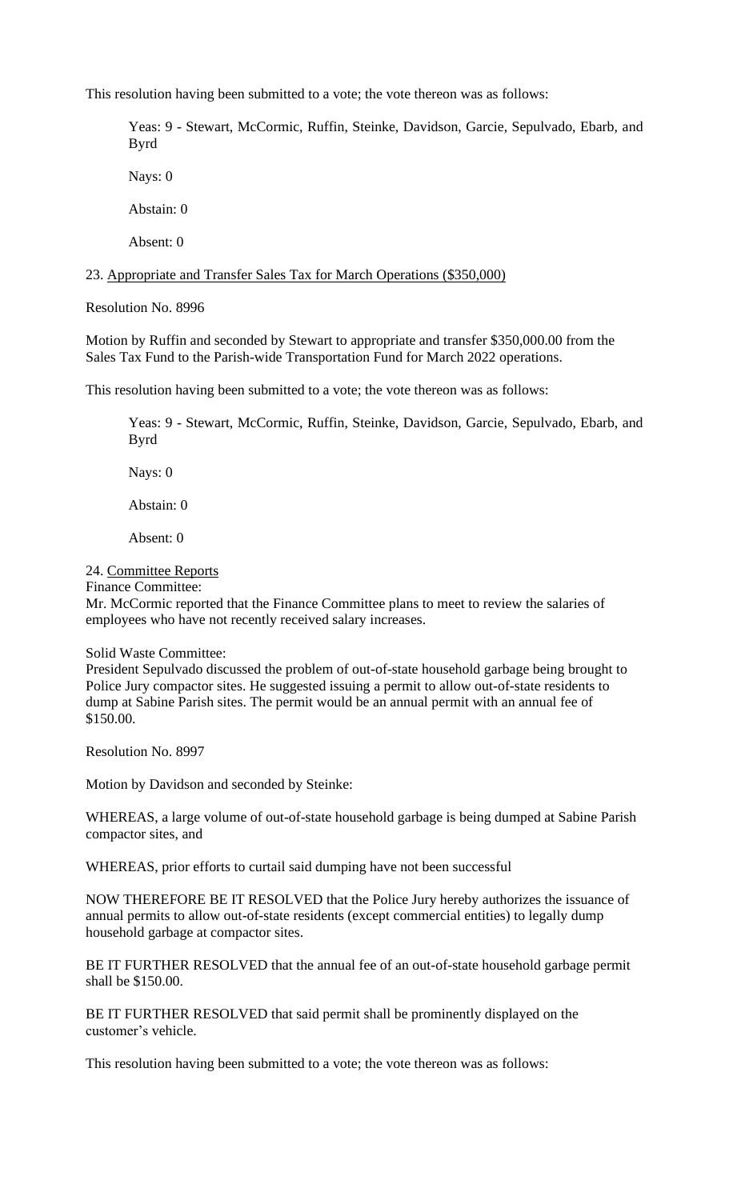This resolution having been submitted to a vote; the vote thereon was as follows:

Yeas: 9 - Stewart, McCormic, Ruffin, Steinke, Davidson, Garcie, Sepulvado, Ebarb, and Byrd

Nays: 0

Abstain: 0

Absent: 0

23. Appropriate and Transfer Sales Tax for March Operations ($350,000)

Resolution No. 8996

Motion by Ruffin and seconded by Stewart to appropriate and transfer $350,000.00 from the Sales Tax Fund to the Parish-wide Transportation Fund for March 2022 operations.

This resolution having been submitted to a vote; the vote thereon was as follows:

Yeas: 9 - Stewart, McCormic, Ruffin, Steinke, Davidson, Garcie, Sepulvado, Ebarb, and Byrd

Nays: 0

Abstain: 0

Absent: 0

24. Committee Reports

Finance Committee:
Mr. McCormic reported that the Finance Committee plans to meet to review the salaries of employees who have not recently received salary increases.

Solid Waste Committee:
President Sepulvado discussed the problem of out-of-state household garbage being brought to Police Jury compactor sites. He suggested issuing a permit to allow out-of-state residents to dump at Sabine Parish sites. The permit would be an annual permit with an annual fee of $150.00.

Resolution No. 8997

Motion by Davidson and seconded by Steinke:

WHEREAS, a large volume of out-of-state household garbage is being dumped at Sabine Parish compactor sites, and

WHEREAS, prior efforts to curtail said dumping have not been successful

NOW THEREFORE BE IT RESOLVED that the Police Jury hereby authorizes the issuance of annual permits to allow out-of-state residents (except commercial entities) to legally dump household garbage at compactor sites.

BE IT FURTHER RESOLVED that the annual fee of an out-of-state household garbage permit shall be $150.00.

BE IT FURTHER RESOLVED that said permit shall be prominently displayed on the customer's vehicle.

This resolution having been submitted to a vote; the vote thereon was as follows: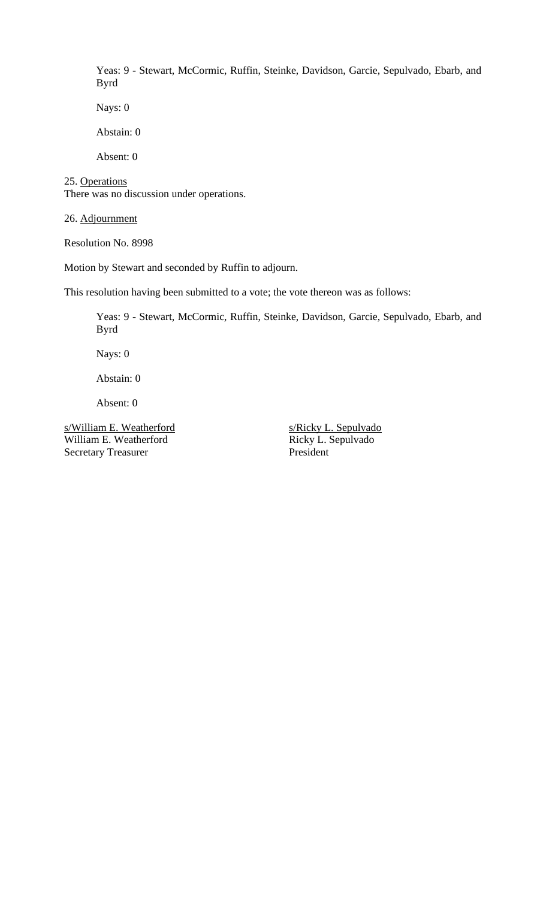Yeas: 9 - Stewart, McCormic, Ruffin, Steinke, Davidson, Garcie, Sepulvado, Ebarb, and Byrd

Nays: 0

Abstain: 0

Absent: 0

25. Operations

There was no discussion under operations.

26. Adjournment

Resolution No. 8998

Motion by Stewart and seconded by Ruffin to adjourn.

This resolution having been submitted to a vote; the vote thereon was as follows:

Yeas: 9 - Stewart, McCormic, Ruffin, Steinke, Davidson, Garcie, Sepulvado, Ebarb, and Byrd

Nays: 0

Abstain: 0

Absent: 0

s/William E. Weatherford
William E. Weatherford
Secretary Treasurer

s/Ricky L. Sepulvado
Ricky L. Sepulvado
President